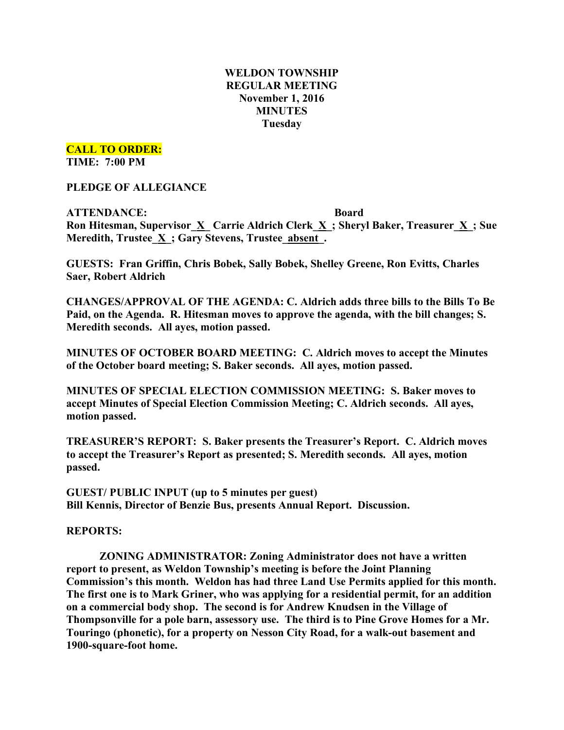# WELDON TOWNSHIP
## REGULAR MEETING
### November 1, 2016
### MINUTES
### Tuesday

**CALL TO ORDER:**
**TIME: 7:00 PM**

**PLEDGE OF ALLEGIANCE**

**ATTENDANCE: Board**
**Ron Hitesman, Supervisor_X_ Carrie Aldrich Clerk_X_; Sheryl Baker, Treasurer_X_; Sue Meredith, Trustee_X_; Gary Stevens, Trustee_absent_.**

**GUESTS: Fran Griffin, Chris Bobek, Sally Bobek, Shelley Greene, Ron Evitts, Charles Saer, Robert Aldrich**

**CHANGES/APPROVAL OF THE AGENDA: C. Aldrich adds three bills to the Bills To Be Paid, on the Agenda. R. Hitesman moves to approve the agenda, with the bill changes; S. Meredith seconds. All ayes, motion passed.**

**MINUTES OF OCTOBER BOARD MEETING: C. Aldrich moves to accept the Minutes of the October board meeting; S. Baker seconds. All ayes, motion passed.**

**MINUTES OF SPECIAL ELECTION COMMISSION MEETING: S. Baker moves to accept Minutes of Special Election Commission Meeting; C. Aldrich seconds. All ayes, motion passed.**

**TREASURER'S REPORT: S. Baker presents the Treasurer's Report. C. Aldrich moves to accept the Treasurer's Report as presented; S. Meredith seconds. All ayes, motion passed.**

**GUEST/ PUBLIC INPUT (up to 5 minutes per guest)**
**Bill Kennis, Director of Benzie Bus, presents Annual Report. Discussion.**

**REPORTS:**

**ZONING ADMINISTRATOR: Zoning Administrator does not have a written report to present, as Weldon Township's meeting is before the Joint Planning Commission's this month. Weldon has had three Land Use Permits applied for this month. The first one is to Mark Griner, who was applying for a residential permit, for an addition on a commercial body shop. The second is for Andrew Knudsen in the Village of Thompsonville for a pole barn, assessory use. The third is to Pine Grove Homes for a Mr. Touringo (phonetic), for a property on Nesson City Road, for a walk-out basement and 1900-square-foot home.**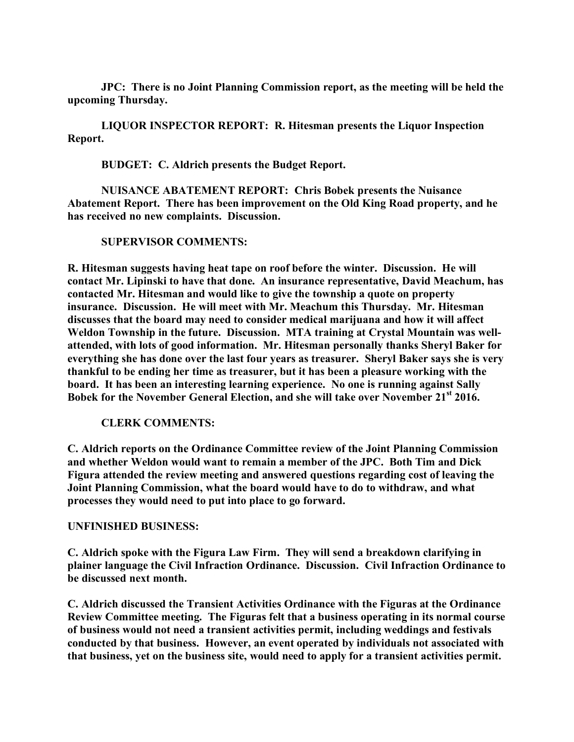**JPC: There is no Joint Planning Commission report, as the meeting will be held the upcoming Thursday.**

**LIQUOR INSPECTOR REPORT: R. Hitesman presents the Liquor Inspection Report.**

**BUDGET: C. Aldrich presents the Budget Report.**

**NUISANCE ABATEMENT REPORT: Chris Bobek presents the Nuisance Abatement Report. There has been improvement on the Old King Road property, and he has received no new complaints. Discussion.**

**SUPERVISOR COMMENTS:**

**R. Hitesman suggests having heat tape on roof before the winter. Discussion. He will contact Mr. Lipinski to have that done. An insurance representative, David Meachum, has contacted Mr. Hitesman and would like to give the township a quote on property insurance. Discussion. He will meet with Mr. Meachum this Thursday. Mr. Hitesman discusses that the board may need to consider medical marijuana and how it will affect Weldon Township in the future. Discussion. MTA training at Crystal Mountain was well-attended, with lots of good information. Mr. Hitesman personally thanks Sheryl Baker for everything she has done over the last four years as treasurer. Sheryl Baker says she is very thankful to be ending her time as treasurer, but it has been a pleasure working with the board. It has been an interesting learning experience. No one is running against Sally Bobek for the November General Election, and she will take over November 21st 2016.**

**CLERK COMMENTS:**

**C. Aldrich reports on the Ordinance Committee review of the Joint Planning Commission and whether Weldon would want to remain a member of the JPC. Both Tim and Dick Figura attended the review meeting and answered questions regarding cost of leaving the Joint Planning Commission, what the board would have to do to withdraw, and what processes they would need to put into place to go forward.**

**UNFINISHED BUSINESS:**

**C. Aldrich spoke with the Figura Law Firm. They will send a breakdown clarifying in plainer language the Civil Infraction Ordinance. Discussion. Civil Infraction Ordinance to be discussed next month.**

**C. Aldrich discussed the Transient Activities Ordinance with the Figuras at the Ordinance Review Committee meeting. The Figuras felt that a business operating in its normal course of business would not need a transient activities permit, including weddings and festivals conducted by that business. However, an event operated by individuals not associated with that business, yet on the business site, would need to apply for a transient activities permit.**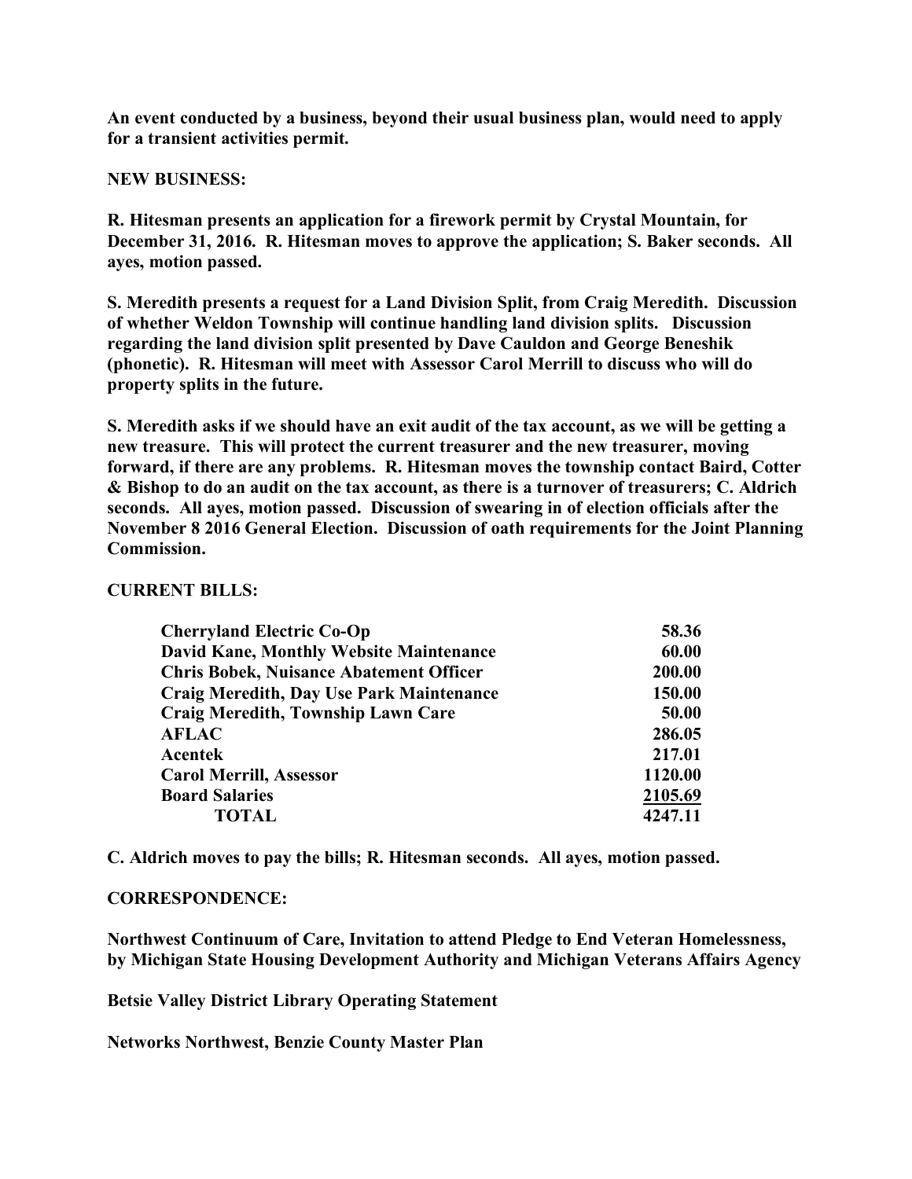**An event conducted by a business, beyond their usual business plan, would need to apply for a transient activities permit.**

**NEW BUSINESS:**

**R. Hitesman presents an application for a firework permit by Crystal Mountain, for December 31, 2016. R. Hitesman moves to approve the application; S. Baker seconds. All ayes, motion passed.**

**S. Meredith presents a request for a Land Division Split, from Craig Meredith. Discussion of whether Weldon Township will continue handling land division splits. Discussion regarding the land division split presented by Dave Cauldon and George Beneshik (phonetic). R. Hitesman will meet with Assessor Carol Merrill to discuss who will do property splits in the future.**

**S. Meredith asks if we should have an exit audit of the tax account, as we will be getting a new treasure. This will protect the current treasurer and the new treasurer, moving forward, if there are any problems. R. Hitesman moves the township contact Baird, Cotter & Bishop to do an audit on the tax account, as there is a turnover of treasurers; C. Aldrich seconds. All ayes, motion passed. Discussion of swearing in of election officials after the November 8 2016 General Election. Discussion of oath requirements for the Joint Planning Commission.**

**CURRENT BILLS:**

| | |
|---|---|
| **Cherryland Electric Co-Op** | **58.36** |
| **David Kane, Monthly Website Maintenance** | **60.00** |
| **Chris Bobek, Nuisance Abatement Officer** | **200.00** |
| **Craig Meredith, Day Use Park Maintenance** | **150.00** |
| **Craig Meredith, Township Lawn Care** | **50.00** |
| **AFLAC** | **286.05** |
| **Acentek** | **217.01** |
| **Carol Merrill, Assessor** | **1120.00** |
| **Board Salaries** | **2105.69** |
| **TOTAL** | **4247.11** |

**C. Aldrich moves to pay the bills; R. Hitesman seconds. All ayes, motion passed.**

**CORRESPONDENCE:**

**Northwest Continuum of Care, Invitation to attend Pledge to End Veteran Homelessness, by Michigan State Housing Development Authority and Michigan Veterans Affairs Agency**

**Betsie Valley District Library Operating Statement**

**Networks Northwest, Benzie County Master Plan**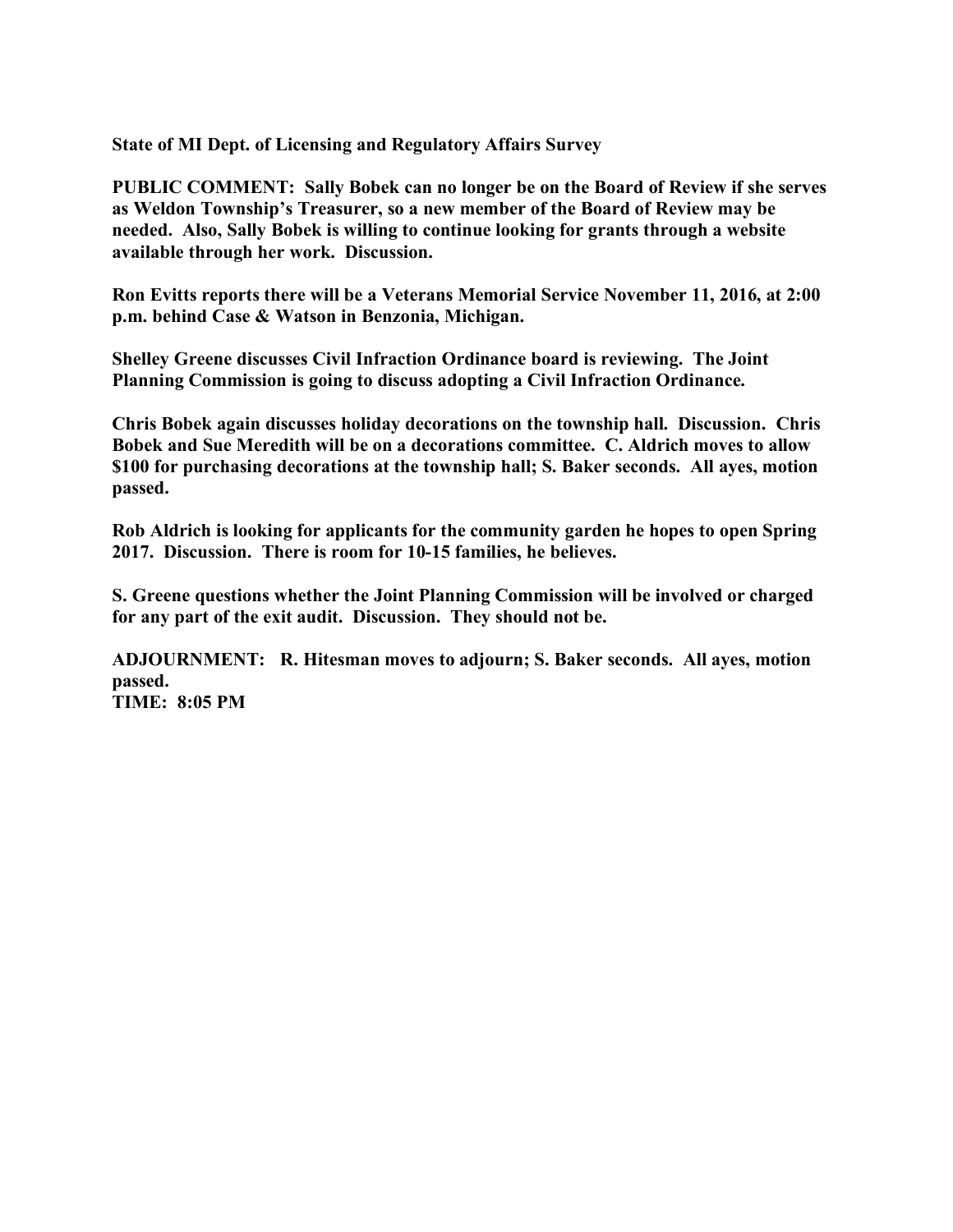**State of MI Dept. of Licensing and Regulatory Affairs Survey**

**PUBLIC COMMENT: Sally Bobek can no longer be on the Board of Review if she serves as Weldon Township's Treasurer, so a new member of the Board of Review may be needed. Also, Sally Bobek is willing to continue looking for grants through a website available through her work. Discussion.**

**Ron Evitts reports there will be a Veterans Memorial Service November 11, 2016, at 2:00 p.m. behind Case & Watson in Benzonia, Michigan.**

**Shelley Greene discusses Civil Infraction Ordinance board is reviewing. The Joint Planning Commission is going to discuss adopting a Civil Infraction Ordinance.**

**Chris Bobek again discusses holiday decorations on the township hall. Discussion. Chris Bobek and Sue Meredith will be on a decorations committee. C. Aldrich moves to allow $100 for purchasing decorations at the township hall; S. Baker seconds. All ayes, motion passed.**

**Rob Aldrich is looking for applicants for the community garden he hopes to open Spring 2017. Discussion. There is room for 10-15 families, he believes.**

**S. Greene questions whether the Joint Planning Commission will be involved or charged for any part of the exit audit. Discussion. They should not be.**

**ADJOURNMENT: R. Hitesman moves to adjourn; S. Baker seconds. All ayes, motion passed.**
**TIME: 8:05 PM**